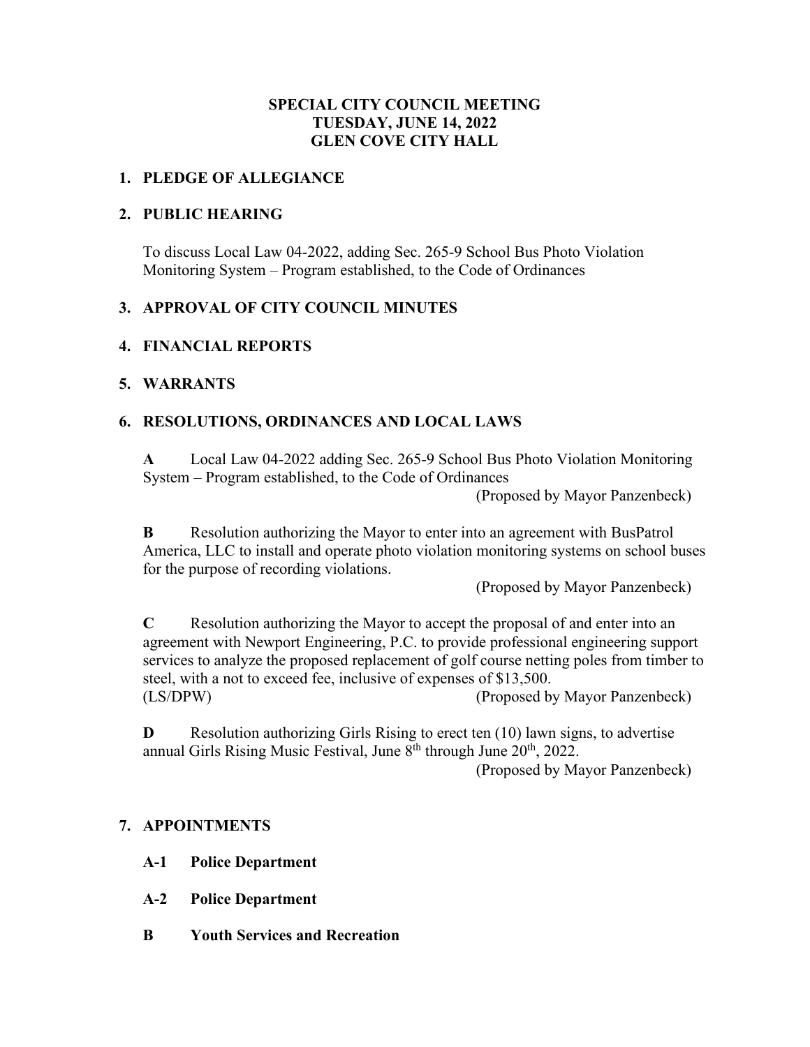# SPECIAL CITY COUNCIL MEETING
# TUESDAY, JUNE 14, 2022
# GLEN COVE CITY HALL

## 1. PLEDGE OF ALLEGIANCE

## 2. PUBLIC HEARING

To discuss Local Law 04-2022, adding Sec. 265-9 School Bus Photo Violation Monitoring System – Program established, to the Code of Ordinances

## 3. APPROVAL OF CITY COUNCIL MINUTES

## 4. FINANCIAL REPORTS

## 5. WARRANTS

## 6. RESOLUTIONS, ORDINANCES AND LOCAL LAWS

**A** Local Law 04-2022 adding Sec. 265-9 School Bus Photo Violation Monitoring System – Program established, to the Code of Ordinances
(Proposed by Mayor Panzenbeck)

**B** Resolution authorizing the Mayor to enter into an agreement with BusPatrol America, LLC to install and operate photo violation monitoring systems on school buses for the purpose of recording violations.
(Proposed by Mayor Panzenbeck)

**C** Resolution authorizing the Mayor to accept the proposal of and enter into an agreement with Newport Engineering, P.C. to provide professional engineering support services to analyze the proposed replacement of golf course netting poles from timber to steel, with a not to exceed fee, inclusive of expenses of $13,500.
(LS/DPW) (Proposed by Mayor Panzenbeck)

**D** Resolution authorizing Girls Rising to erect ten (10) lawn signs, to advertise annual Girls Rising Music Festival, June 8th through June 20th, 2022.
(Proposed by Mayor Panzenbeck)

## 7. APPOINTMENTS

**A-1 Police Department**

**A-2 Police Department**

**B Youth Services and Recreation**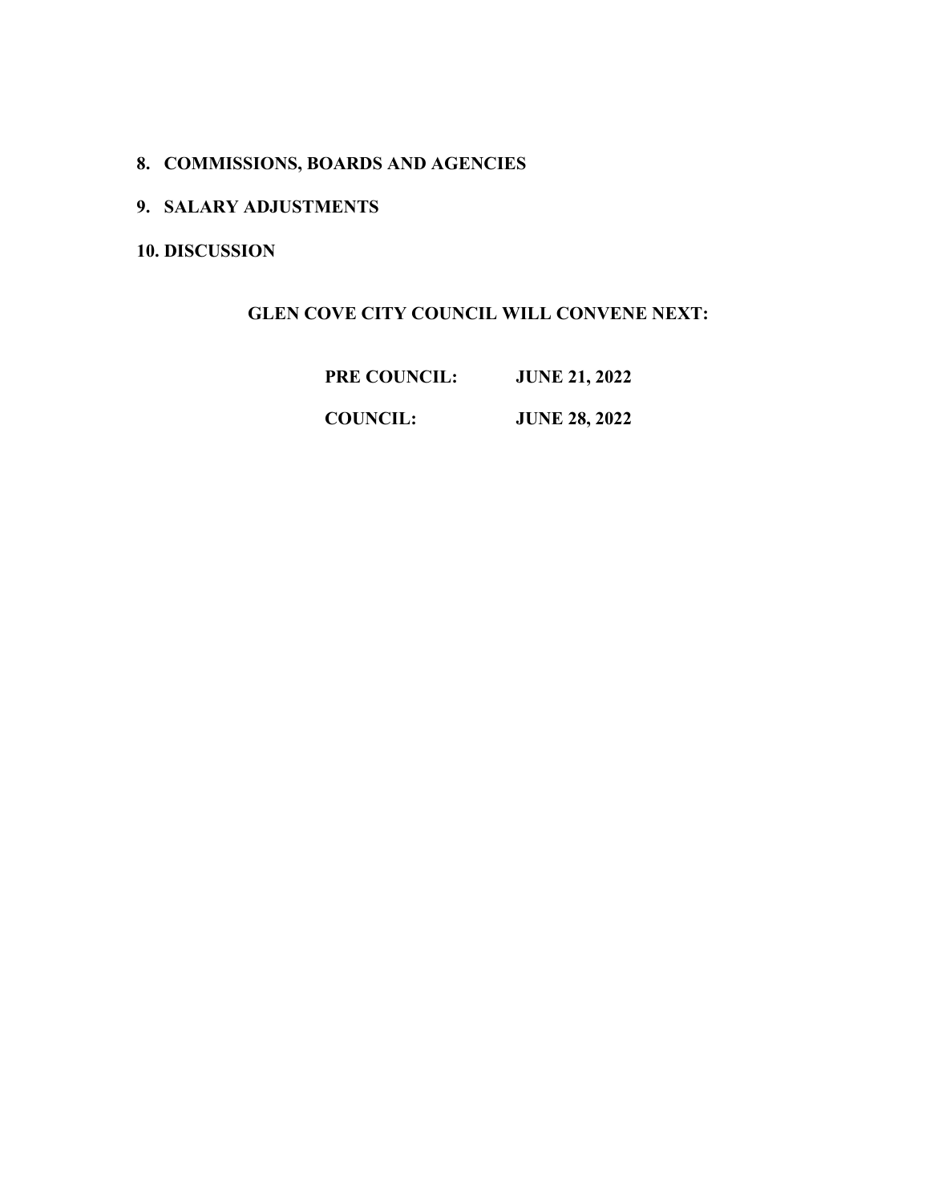**8. COMMISSIONS, BOARDS AND AGENCIES**

**9. SALARY ADJUSTMENTS**

**10. DISCUSSION**

**GLEN COVE CITY COUNCIL WILL CONVENE NEXT:**

| | |
|---|---|
| **PRE COUNCIL:** | **JUNE 21, 2022** |
| **COUNCIL:** | **JUNE 28, 2022** |